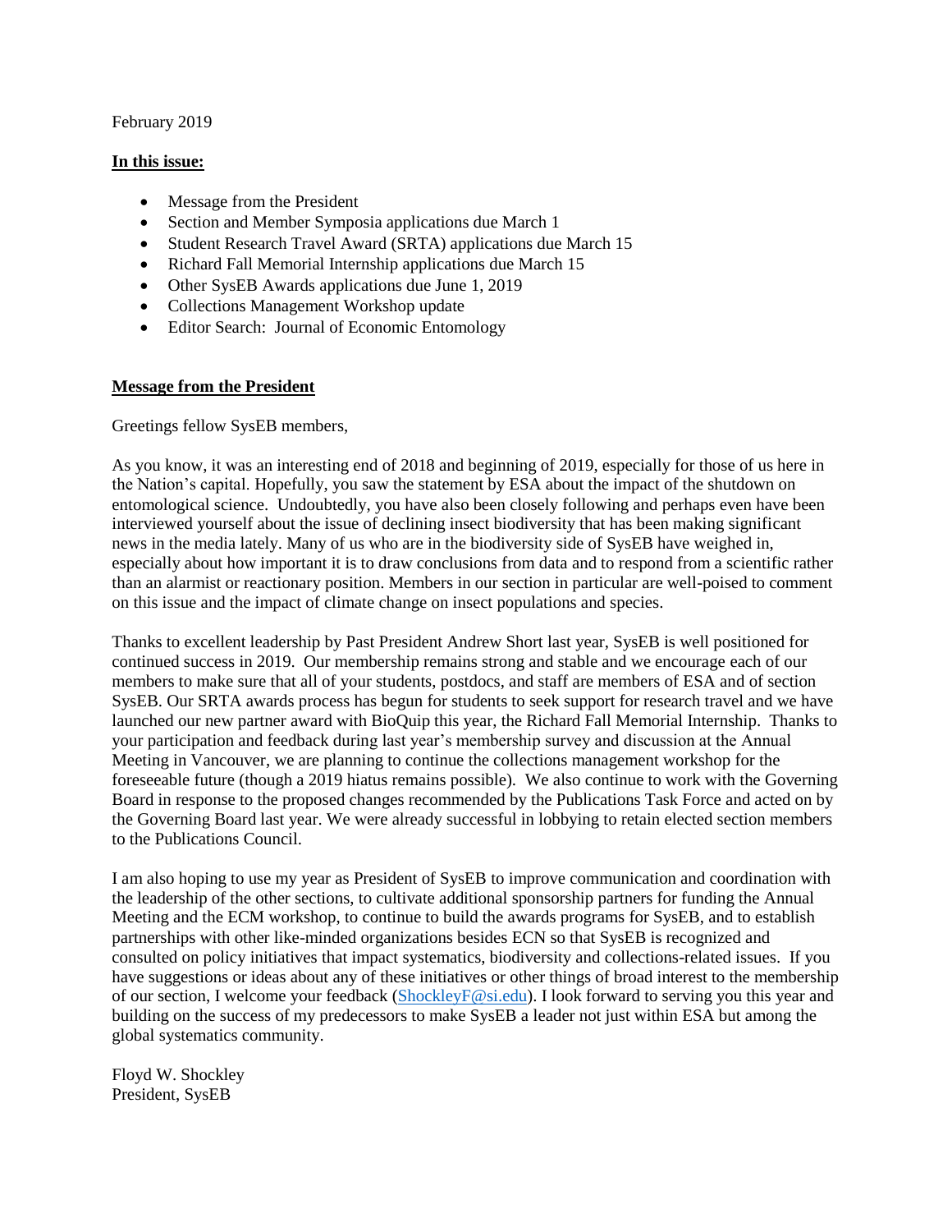February 2019

**In this issue:**

- Message from the President
- Section and Member Symposia applications due March 1
- Student Research Travel Award (SRTA) applications due March 15
- Richard Fall Memorial Internship applications due March 15
- Other SysEB Awards applications due June 1, 2019
- Collections Management Workshop update
- Editor Search: Journal of Economic Entomology

## Message from the President

Greetings fellow SysEB members,

As you know, it was an interesting end of 2018 and beginning of 2019, especially for those of us here in the Nation's capital. Hopefully, you saw the statement by ESA about the impact of the shutdown on entomological science. Undoubtedly, you have also been closely following and perhaps even have been interviewed yourself about the issue of declining insect biodiversity that has been making significant news in the media lately. Many of us who are in the biodiversity side of SysEB have weighed in, especially about how important it is to draw conclusions from data and to respond from a scientific rather than an alarmist or reactionary position. Members in our section in particular are well-poised to comment on this issue and the impact of climate change on insect populations and species.

Thanks to excellent leadership by Past President Andrew Short last year, SysEB is well positioned for continued success in 2019. Our membership remains strong and stable and we encourage each of our members to make sure that all of your students, postdocs, and staff are members of ESA and of section SysEB. Our SRTA awards process has begun for students to seek support for research travel and we have launched our new partner award with BioQuip this year, the Richard Fall Memorial Internship. Thanks to your participation and feedback during last year's membership survey and discussion at the Annual Meeting in Vancouver, we are planning to continue the collections management workshop for the foreseeable future (though a 2019 hiatus remains possible). We also continue to work with the Governing Board in response to the proposed changes recommended by the Publications Task Force and acted on by the Governing Board last year. We were already successful in lobbying to retain elected section members to the Publications Council.

I am also hoping to use my year as President of SysEB to improve communication and coordination with the leadership of the other sections, to cultivate additional sponsorship partners for funding the Annual Meeting and the ECM workshop, to continue to build the awards programs for SysEB, and to establish partnerships with other like-minded organizations besides ECN so that SysEB is recognized and consulted on policy initiatives that impact systematics, biodiversity and collections-related issues. If you have suggestions or ideas about any of these initiatives or other things of broad interest to the membership of our section, I welcome your feedback (ShockleyF@si.edu). I look forward to serving you this year and building on the success of my predecessors to make SysEB a leader not just within ESA but among the global systematics community.

Floyd W. Shockley  
President, SysEB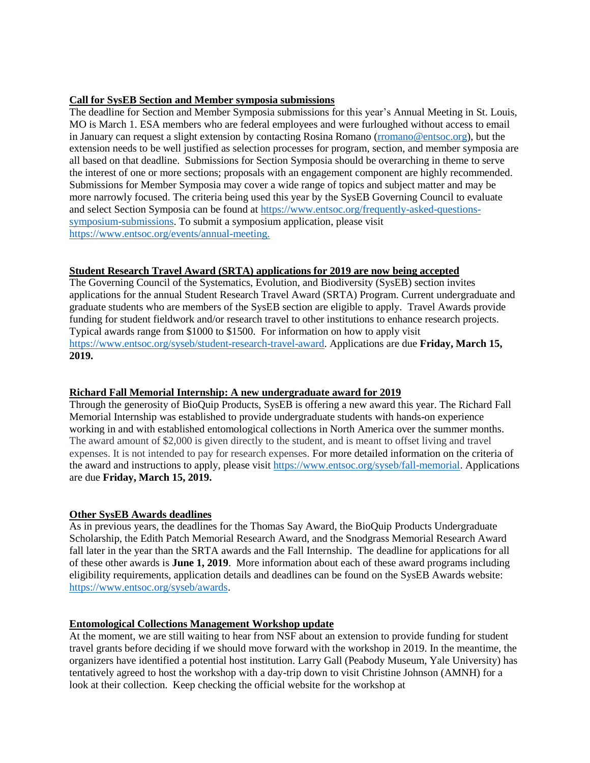**Call for SysEB Section and Member symposia submissions**

The deadline for Section and Member Symposia submissions for this year's Annual Meeting in St. Louis, MO is March 1. ESA members who are federal employees and were furloughed without access to email in January can request a slight extension by contacting Rosina Romano (rromano@entsoc.org), but the extension needs to be well justified as selection processes for program, section, and member symposia are all based on that deadline. Submissions for Section Symposia should be overarching in theme to serve the interest of one or more sections; proposals with an engagement component are highly recommended. Submissions for Member Symposia may cover a wide range of topics and subject matter and may be more narrowly focused. The criteria being used this year by the SysEB Governing Council to evaluate and select Section Symposia can be found at https://www.entsoc.org/frequently-asked-questions-symposium-submissions. To submit a symposium application, please visit https://www.entsoc.org/events/annual-meeting.

**Student Research Travel Award (SRTA) applications for 2019 are now being accepted**

The Governing Council of the Systematics, Evolution, and Biodiversity (SysEB) section invites applications for the annual Student Research Travel Award (SRTA) Program. Current undergraduate and graduate students who are members of the SysEB section are eligible to apply. Travel Awards provide funding for student fieldwork and/or research travel to other institutions to enhance research projects. Typical awards range from $1000 to $1500. For information on how to apply visit https://www.entsoc.org/syseb/student-research-travel-award. Applications are due **Friday, March 15, 2019.**

**Richard Fall Memorial Internship: A new undergraduate award for 2019**

Through the generosity of BioQuip Products, SysEB is offering a new award this year. The Richard Fall Memorial Internship was established to provide undergraduate students with hands-on experience working in and with established entomological collections in North America over the summer months. The award amount of $2,000 is given directly to the student, and is meant to offset living and travel expenses. It is not intended to pay for research expenses. For more detailed information on the criteria of the award and instructions to apply, please visit https://www.entsoc.org/syseb/fall-memorial. Applications are due **Friday, March 15, 2019.**

**Other SysEB Awards deadlines**

As in previous years, the deadlines for the Thomas Say Award, the BioQuip Products Undergraduate Scholarship, the Edith Patch Memorial Research Award, and the Snodgrass Memorial Research Award fall later in the year than the SRTA awards and the Fall Internship. The deadline for applications for all of these other awards is **June 1, 2019**. More information about each of these award programs including eligibility requirements, application details and deadlines can be found on the SysEB Awards website: https://www.entsoc.org/syseb/awards.

**Entomological Collections Management Workshop update**

At the moment, we are still waiting to hear from NSF about an extension to provide funding for student travel grants before deciding if we should move forward with the workshop in 2019. In the meantime, the organizers have identified a potential host institution. Larry Gall (Peabody Museum, Yale University) has tentatively agreed to host the workshop with a day-trip down to visit Christine Johnson (AMNH) for a look at their collection. Keep checking the official website for the workshop at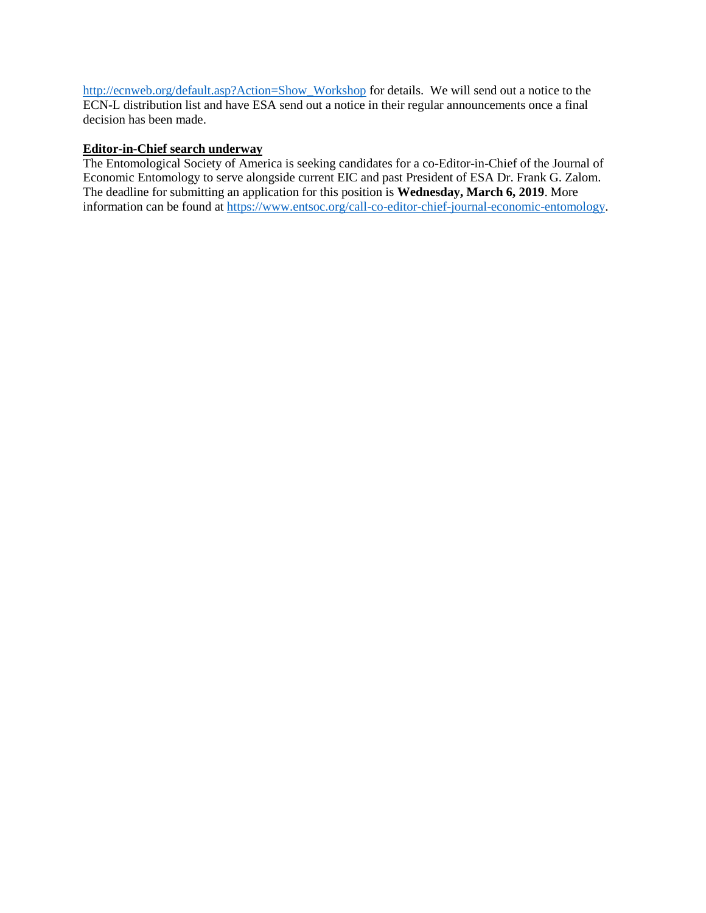http://ecnweb.org/default.asp?Action=Show_Workshop for details. We will send out a notice to the ECN-L distribution list and have ESA send out a notice in their regular announcements once a final decision has been made.

**Editor-in-Chief search underway**

The Entomological Society of America is seeking candidates for a co-Editor-in-Chief of the Journal of Economic Entomology to serve alongside current EIC and past President of ESA Dr. Frank G. Zalom. The deadline for submitting an application for this position is **Wednesday, March 6, 2019**. More information can be found at https://www.entsoc.org/call-co-editor-chief-journal-economic-entomology.